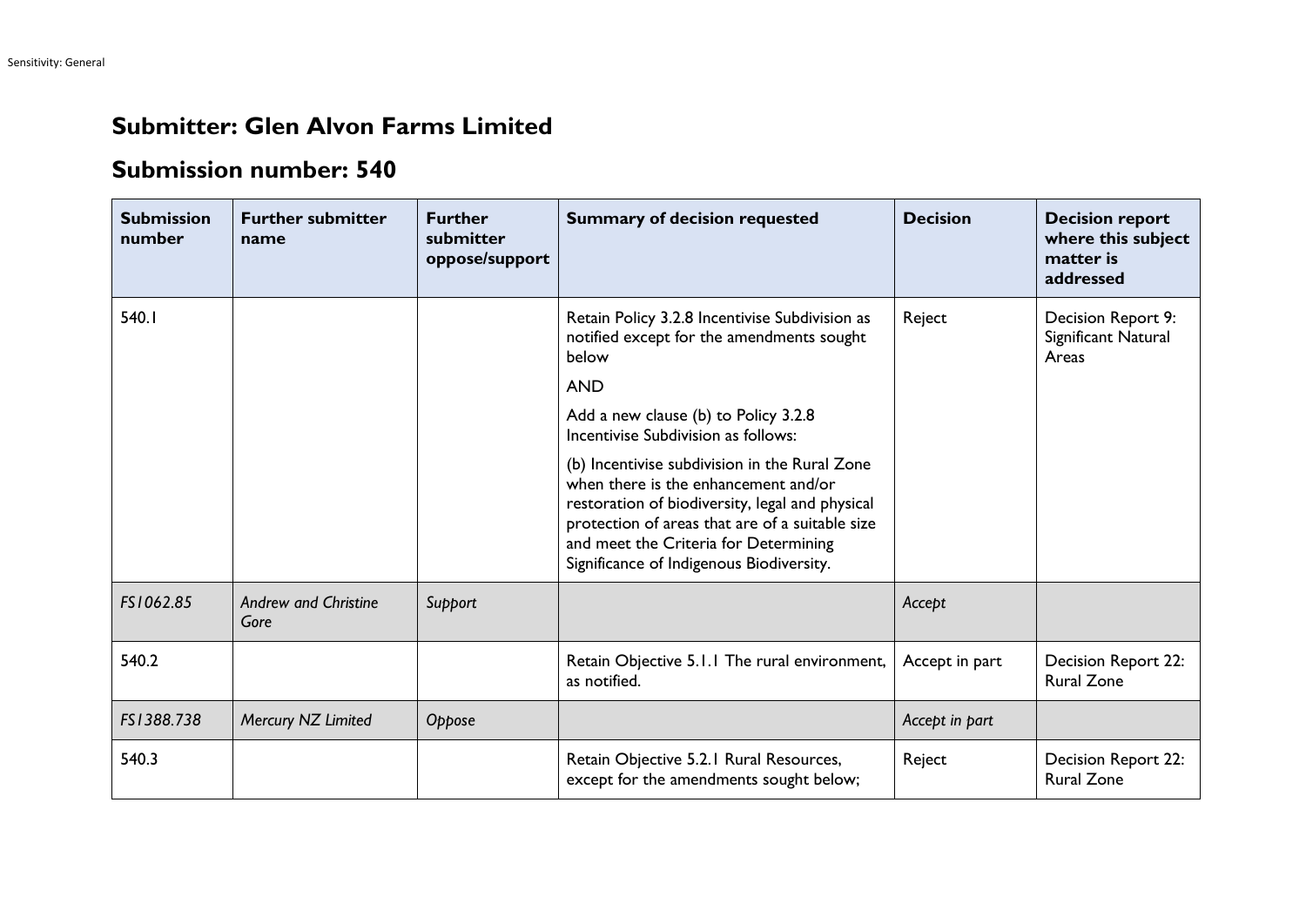## Submitter: Glen Alvon Farms Limited

## Submission number: 540

| Submission number | Further submitter name | Further submitter oppose/support | Summary of decision requested | Decision | Decision report where this subject matter is addressed |
|---|---|---|---|---|---|
| 540.1 | | | Retain Policy 3.2.8 Incentivise Subdivision as notified except for the amendments sought below<br><br>AND<br><br>Add a new clause (b) to Policy 3.2.8 Incentivise Subdivision as follows:<br><br>(b) Incentivise subdivision in the Rural Zone when there is the enhancement and/or restoration of biodiversity, legal and physical protection of areas that are of a suitable size and meet the Criteria for Determining Significance of Indigenous Biodiversity. | Reject | Decision Report 9: Significant Natural Areas |
| *FS1062.85* | *Andrew and Christine Gore* | *Support* | | *Accept* | |
| 540.2 | | | Retain Objective 5.1.1 The rural environment, as notified. | Accept in part | Decision Report 22: Rural Zone |
| *FS1388.738* | *Mercury NZ Limited* | *Oppose* | | *Accept in part* | |
| 540.3 | | | Retain Objective 5.2.1 Rural Resources, except for the amendments sought below; | Reject | Decision Report 22: Rural Zone |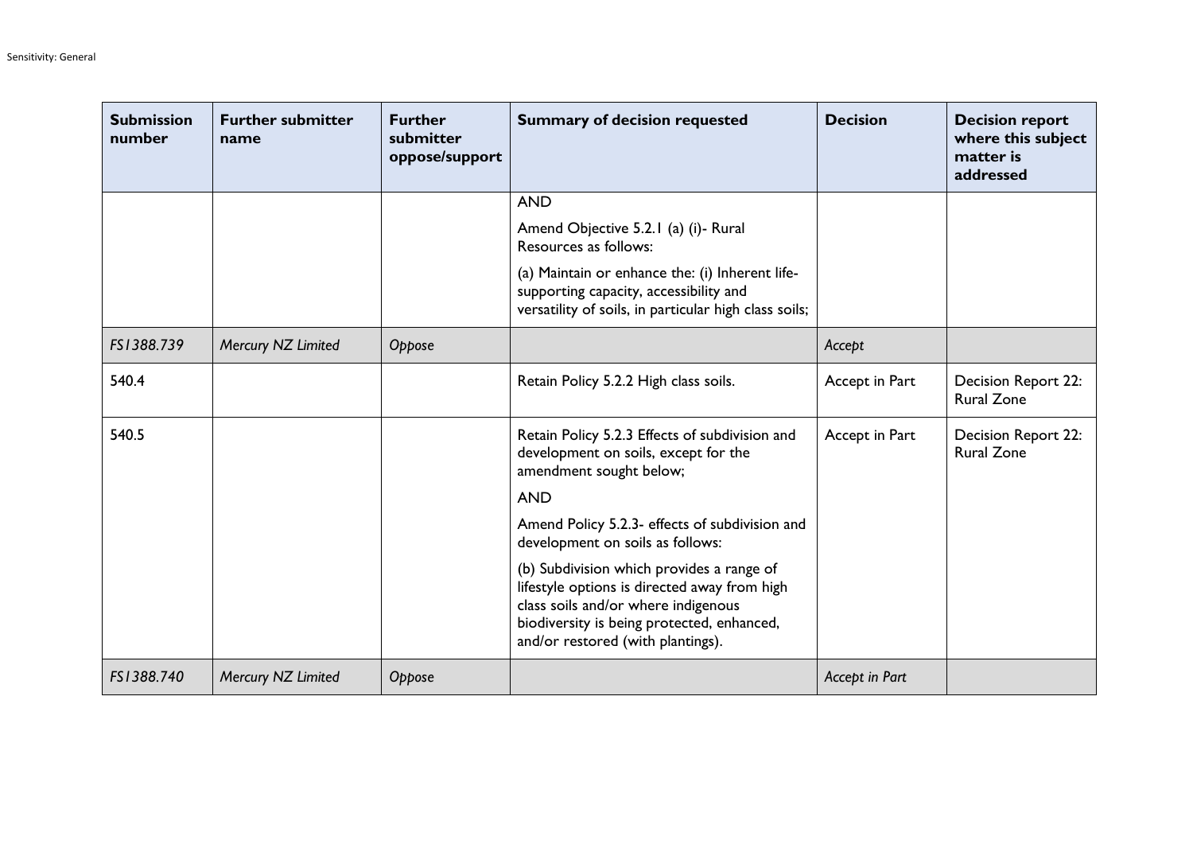| Submission number | Further submitter name | Further submitter oppose/support | Summary of decision requested | Decision | Decision report where this subject matter is addressed |
|---|---|---|---|---|---|
| | | | AND<br><br>Amend Objective 5.2.1 (a) (i)- Rural Resources as follows:<br><br>(a) Maintain or enhance the: (i) Inherent life-supporting capacity, accessibility and versatility of soils, in particular high class soils; | | |
| *FS1388.739* | *Mercury NZ Limited* | *Oppose* | | *Accept* | |
| 540.4 | | | Retain Policy 5.2.2 High class soils. | Accept in Part | Decision Report 22: Rural Zone |
| 540.5 | | | Retain Policy 5.2.3 Effects of subdivision and development on soils, except for the amendment sought below;<br><br>AND<br><br>Amend Policy 5.2.3- effects of subdivision and development on soils as follows:<br><br>(b) Subdivision which provides a range of lifestyle options is directed away from high class soils and/or where indigenous biodiversity is being protected, enhanced, and/or restored (with plantings). | Accept in Part | Decision Report 22: Rural Zone |
| *FS1388.740* | *Mercury NZ Limited* | *Oppose* | | *Accept in Part* | |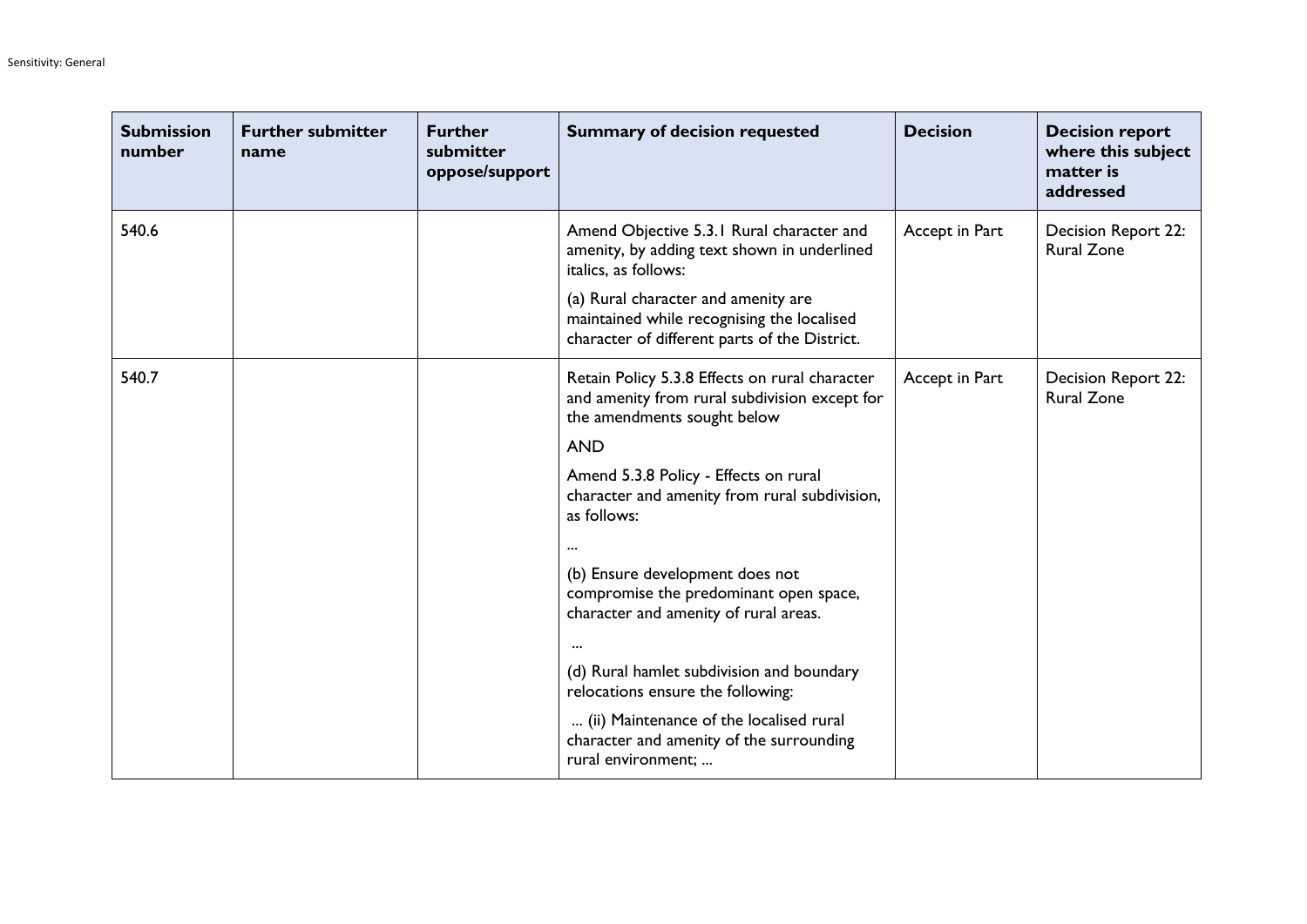| Submission number | Further submitter name | Further submitter oppose/support | Summary of decision requested | Decision | Decision report where this subject matter is addressed |
|---|---|---|---|---|---|
| 540.6 | | | Amend Objective 5.3.1 Rural character and amenity, by adding text shown in underlined italics, as follows:<br><br>(a) Rural character and amenity are maintained while recognising the localised character of different parts of the District. | Accept in Part | Decision Report 22: Rural Zone |
| 540.7 | | | Retain Policy 5.3.8 Effects on rural character and amenity from rural subdivision except for the amendments sought below<br><br>AND<br><br>Amend 5.3.8 Policy - Effects on rural character and amenity from rural subdivision, as follows:<br><br>...<br><br>(b) Ensure development does not compromise the predominant open space, character and amenity of rural areas.<br><br>...<br><br>(d) Rural hamlet subdivision and boundary relocations ensure the following:<br><br>... (ii) Maintenance of the localised rural character and amenity of the surrounding rural environment; ... | Accept in Part | Decision Report 22: Rural Zone |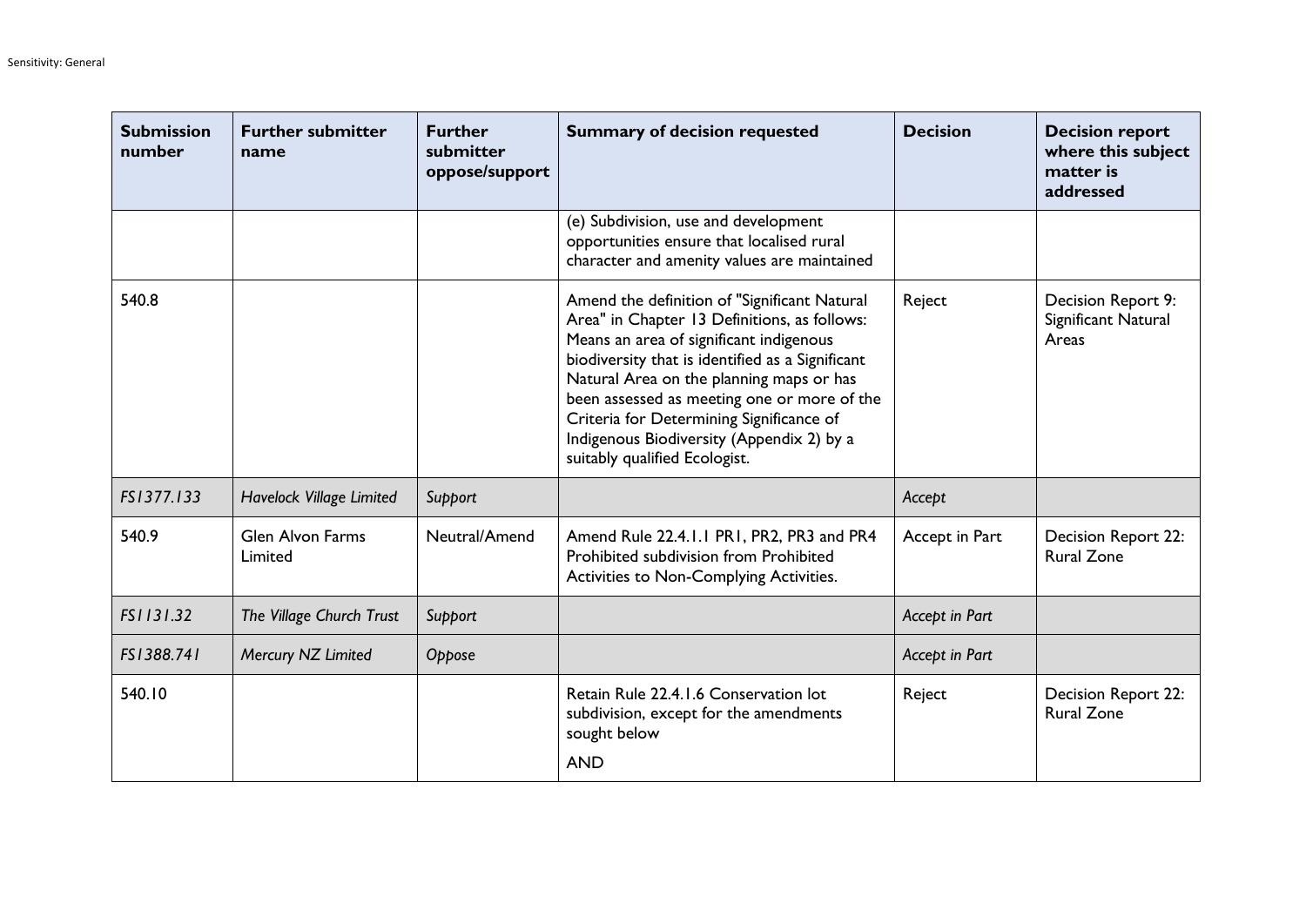| Submission number | Further submitter name | Further submitter oppose/support | Summary of decision requested | Decision | Decision report where this subject matter is addressed |
|---|---|---|---|---|---|
| | | | (e) Subdivision, use and development opportunities ensure that localised rural character and amenity values are maintained | | |
| 540.8 | | | Amend the definition of "Significant Natural Area" in Chapter 13 Definitions, as follows: Means an area of significant indigenous biodiversity that is identified as a Significant Natural Area on the planning maps or has been assessed as meeting one or more of the Criteria for Determining Significance of Indigenous Biodiversity (Appendix 2) by a suitably qualified Ecologist. | Reject | Decision Report 9: Significant Natural Areas |
| *FS1377.133* | *Havelock Village Limited* | *Support* | | *Accept* | |
| 540.9 | Glen Alvon Farms Limited | Neutral/Amend | Amend Rule 22.4.1.1 PR1, PR2, PR3 and PR4 Prohibited subdivision from Prohibited Activities to Non-Complying Activities. | Accept in Part | Decision Report 22: Rural Zone |
| *FS1131.32* | *The Village Church Trust* | *Support* | | *Accept in Part* | |
| *FS1388.741* | *Mercury NZ Limited* | *Oppose* | | *Accept in Part* | |
| 540.10 | | | Retain Rule 22.4.1.6 Conservation lot subdivision, except for the amendments sought below<br><br>AND | Reject | Decision Report 22: Rural Zone |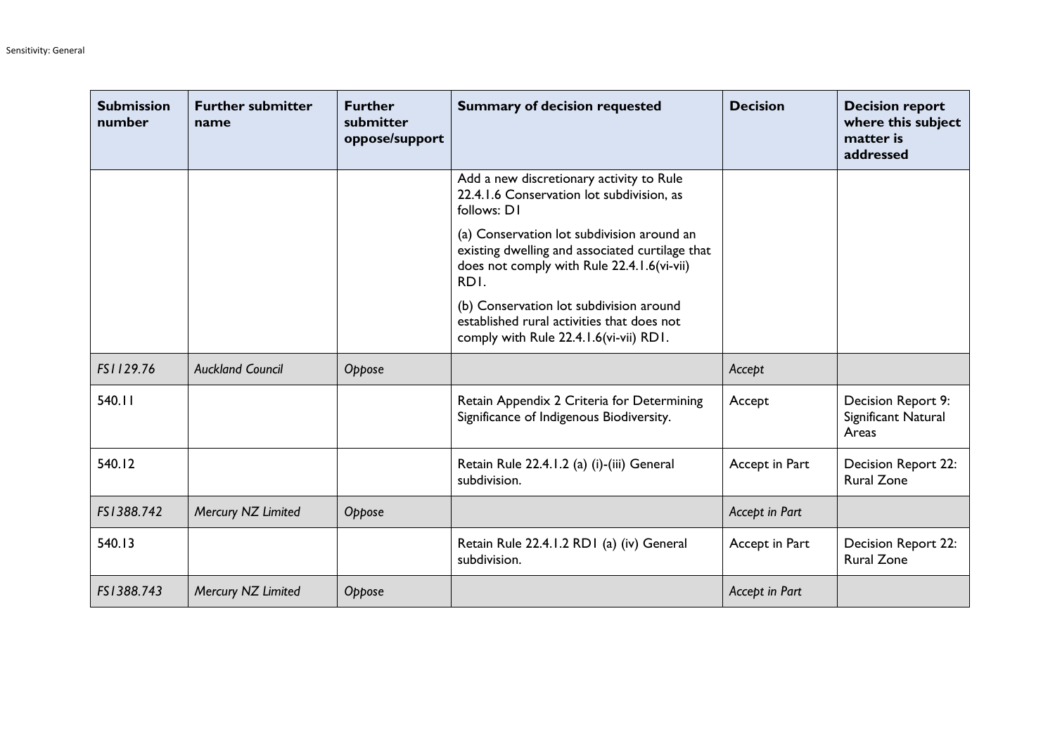| Submission number | Further submitter name | Further submitter oppose/support | Summary of decision requested | Decision | Decision report where this subject matter is addressed |
|---|---|---|---|---|---|
| | | | Add a new discretionary activity to Rule 22.4.1.6 Conservation lot subdivision, as follows: D1<br><br>(a) Conservation lot subdivision around an existing dwelling and associated curtilage that does not comply with Rule 22.4.1.6(vi-vii) RD1.<br><br>(b) Conservation lot subdivision around established rural activities that does not comply with Rule 22.4.1.6(vi-vii) RD1. | | |
| *FS1129.76* | *Auckland Council* | *Oppose* | | *Accept* | |
| 540.11 | | | Retain Appendix 2 Criteria for Determining Significance of Indigenous Biodiversity. | Accept | Decision Report 9: Significant Natural Areas |
| 540.12 | | | Retain Rule 22.4.1.2 (a) (i)-(iii) General subdivision. | Accept in Part | Decision Report 22: Rural Zone |
| *FS1388.742* | *Mercury NZ Limited* | *Oppose* | | *Accept in Part* | |
| 540.13 | | | Retain Rule 22.4.1.2 RD1 (a) (iv) General subdivision. | Accept in Part | Decision Report 22: Rural Zone |
| *FS1388.743* | *Mercury NZ Limited* | *Oppose* | | *Accept in Part* | |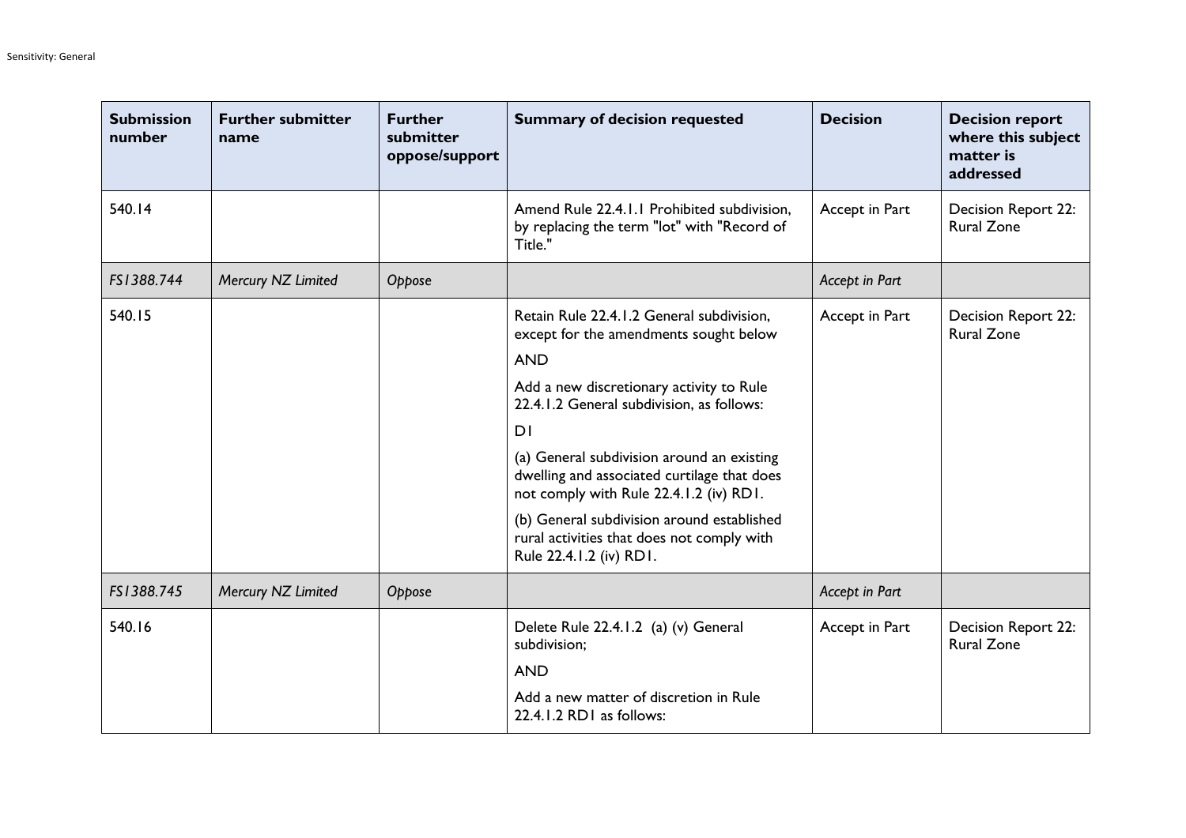| Submission number | Further submitter name | Further submitter oppose/support | Summary of decision requested | Decision | Decision report where this subject matter is addressed |
|---|---|---|---|---|---|
| 540.14 | | | Amend Rule 22.4.1.1 Prohibited subdivision, by replacing the term "lot" with "Record of Title." | Accept in Part | Decision Report 22: Rural Zone |
| *FS1388.744* | *Mercury NZ Limited* | *Oppose* | | *Accept in Part* | |
| 540.15 | | | Retain Rule 22.4.1.2 General subdivision, except for the amendments sought below<br><br>AND<br><br>Add a new discretionary activity to Rule 22.4.1.2 General subdivision, as follows:<br><br>D1<br><br>(a) General subdivision around an existing dwelling and associated curtilage that does not comply with Rule 22.4.1.2 (iv) RD1.<br><br>(b) General subdivision around established rural activities that does not comply with Rule 22.4.1.2 (iv) RD1. | Accept in Part | Decision Report 22: Rural Zone |
| *FS1388.745* | *Mercury NZ Limited* | *Oppose* | | *Accept in Part* | |
| 540.16 | | | Delete Rule 22.4.1.2 (a) (v) General subdivision;<br><br>AND<br><br>Add a new matter of discretion in Rule 22.4.1.2 RD1 as follows: | Accept in Part | Decision Report 22: Rural Zone |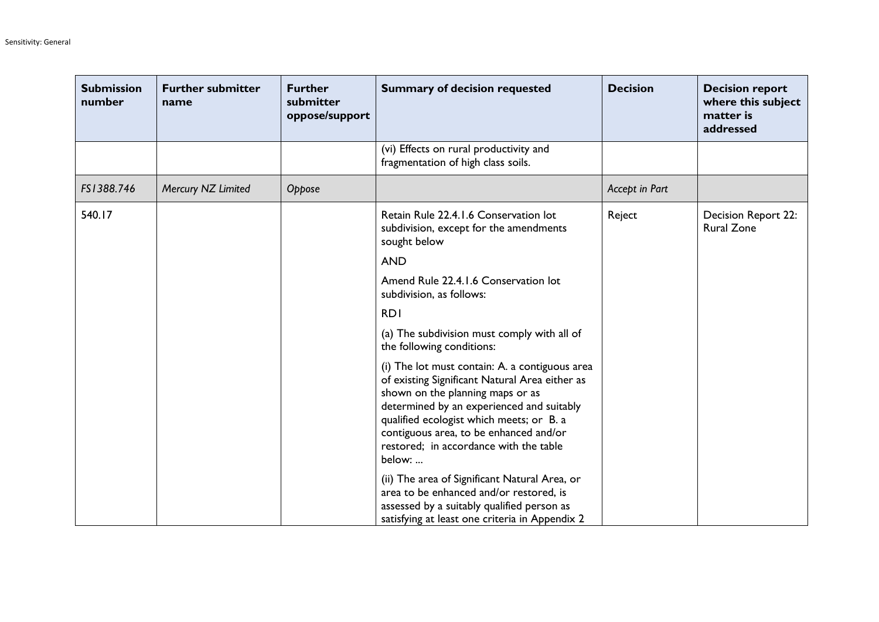| Submission number | Further submitter name | Further submitter oppose/support | Summary of decision requested | Decision | Decision report where this subject matter is addressed |
|---|---|---|---|---|---|
| | | | (vi) Effects on rural productivity and fragmentation of high class soils. | | |
| *FS1388.746* | *Mercury NZ Limited* | *Oppose* | | *Accept in Part* | |
| 540.17 | | | Retain Rule 22.4.1.6 Conservation lot subdivision, except for the amendments sought below<br><br>AND<br><br>Amend Rule 22.4.1.6 Conservation lot subdivision, as follows:<br><br>RD1<br><br>(a) The subdivision must comply with all of the following conditions:<br><br>(i) The lot must contain: A. a contiguous area of existing Significant Natural Area either as shown on the planning maps or as determined by an experienced and suitably qualified ecologist which meets; or B. a contiguous area, to be enhanced and/or restored; in accordance with the table below: ...<br><br>(ii) The area of Significant Natural Area, or area to be enhanced and/or restored, is assessed by a suitably qualified person as satisfying at least one criteria in Appendix 2 | Reject | Decision Report 22: Rural Zone |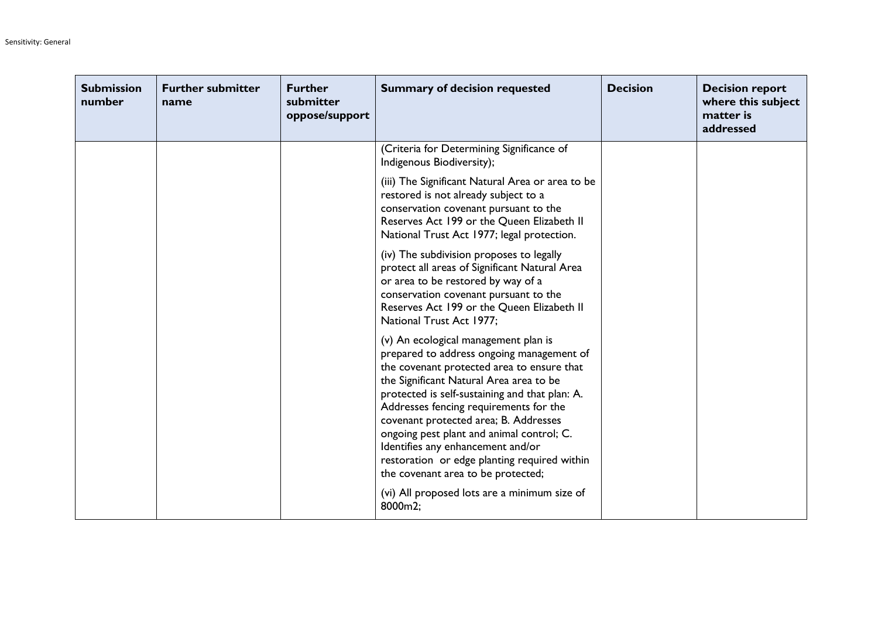| Submission number | Further submitter name | Further submitter oppose/support | Summary of decision requested | Decision | Decision report where this subject matter is addressed |
|---|---|---|---|---|---|
| | | | (Criteria for Determining Significance of Indigenous Biodiversity);<br><br>(iii) The Significant Natural Area or area to be restored is not already subject to a conservation covenant pursuant to the Reserves Act 199 or the Queen Elizabeth II National Trust Act 1977; legal protection.<br><br>(iv) The subdivision proposes to legally protect all areas of Significant Natural Area or area to be restored by way of a conservation covenant pursuant to the Reserves Act 199 or the Queen Elizabeth II National Trust Act 1977;<br><br>(v) An ecological management plan is prepared to address ongoing management of the covenant protected area to ensure that the Significant Natural Area area to be protected is self-sustaining and that plan: A. Addresses fencing requirements for the covenant protected area; B. Addresses ongoing pest plant and animal control; C. Identifies any enhancement and/or restoration or edge planting required within the covenant area to be protected;<br><br>(vi) All proposed lots are a minimum size of 8000m2; | | |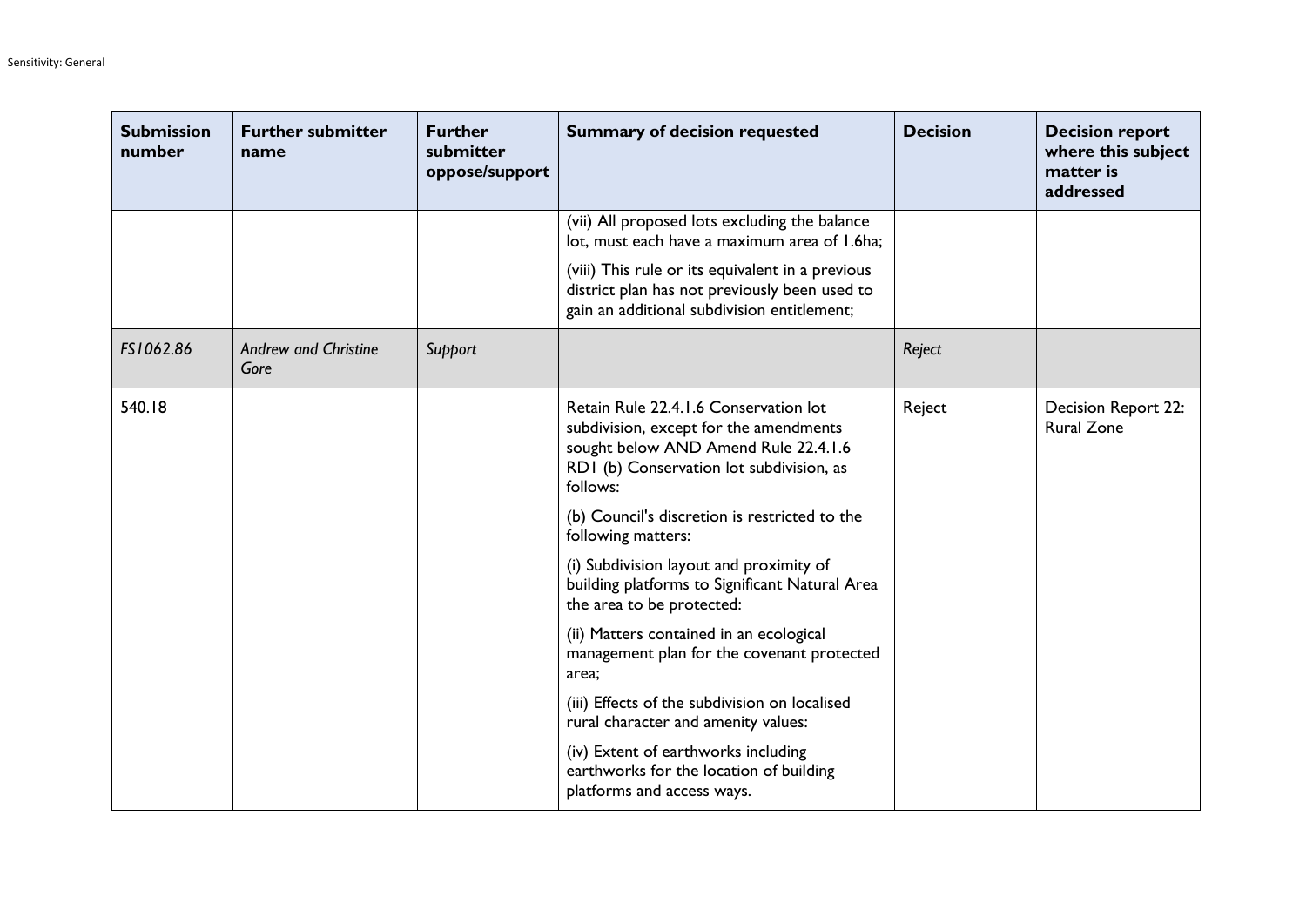| Submission number | Further submitter name | Further submitter oppose/support | Summary of decision requested | Decision | Decision report where this subject matter is addressed |
|---|---|---|---|---|---|
| | | | (vii) All proposed lots excluding the balance lot, must each have a maximum area of 1.6ha;<br><br>(viii) This rule or its equivalent in a previous district plan has not previously been used to gain an additional subdivision entitlement; | | |
| *FS1062.86* | *Andrew and Christine Gore* | *Support* | | *Reject* | |
| 540.18 | | | Retain Rule 22.4.1.6 Conservation lot subdivision, except for the amendments sought below AND Amend Rule 22.4.1.6 RD1 (b) Conservation lot subdivision, as follows:<br><br>(b) Council's discretion is restricted to the following matters:<br><br>(i) Subdivision layout and proximity of building platforms to Significant Natural Area the area to be protected:<br><br>(ii) Matters contained in an ecological management plan for the covenant protected area;<br><br>(iii) Effects of the subdivision on localised rural character and amenity values:<br><br>(iv) Extent of earthworks including earthworks for the location of building platforms and access ways. | Reject | Decision Report 22: Rural Zone |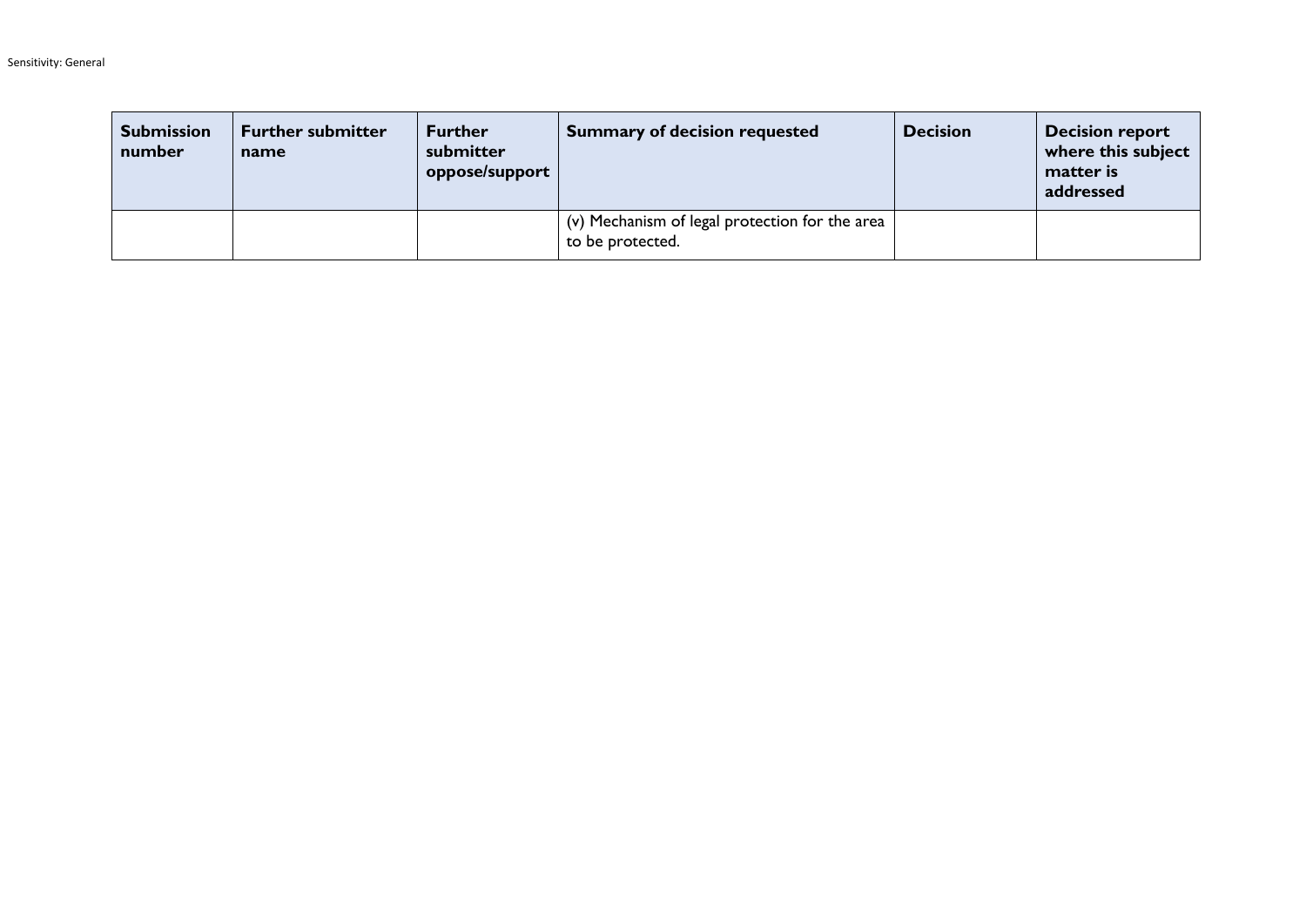| Submission number | Further submitter name | Further submitter oppose/support | Summary of decision requested | Decision | Decision report where this subject matter is addressed |
|---|---|---|---|---|---|
| | | | (v) Mechanism of legal protection for the area to be protected. | | |